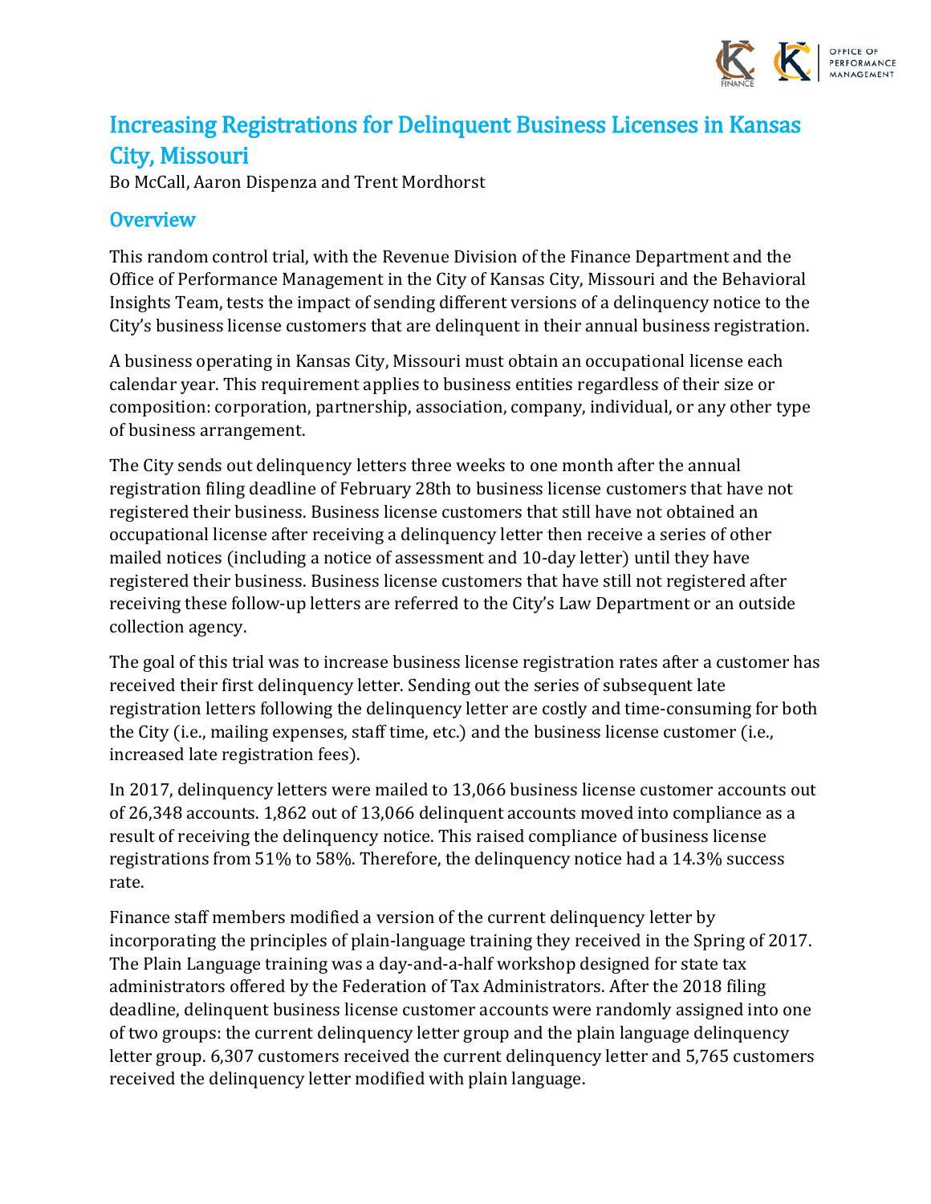# Increasing Registrations for Delinquent Business Licenses in Kansas City, Missouri

Bo McCall, Aaron Dispenza and Trent Mordhorst

## Overview

This random control trial, with the Revenue Division of the Finance Department and the Office of Performance Management in the City of Kansas City, Missouri and the Behavioral Insights Team, tests the impact of sending different versions of a delinquency notice to the City's business license customers that are delinquent in their annual business registration.

A business operating in Kansas City, Missouri must obtain an occupational license each calendar year. This requirement applies to business entities regardless of their size or composition: corporation, partnership, association, company, individual, or any other type of business arrangement.

The City sends out delinquency letters three weeks to one month after the annual registration filing deadline of February 28th to business license customers that have not registered their business. Business license customers that still have not obtained an occupational license after receiving a delinquency letter then receive a series of other mailed notices (including a notice of assessment and 10-day letter) until they have registered their business. Business license customers that have still not registered after receiving these follow-up letters are referred to the City's Law Department or an outside collection agency.

The goal of this trial was to increase business license registration rates after a customer has received their first delinquency letter. Sending out the series of subsequent late registration letters following the delinquency letter are costly and time-consuming for both the City (i.e., mailing expenses, staff time, etc.) and the business license customer (i.e., increased late registration fees).

In 2017, delinquency letters were mailed to 13,066 business license customer accounts out of 26,348 accounts. 1,862 out of 13,066 delinquent accounts moved into compliance as a result of receiving the delinquency notice. This raised compliance of business license registrations from 51% to 58%. Therefore, the delinquency notice had a 14.3% success rate.

Finance staff members modified a version of the current delinquency letter by incorporating the principles of plain-language training they received in the Spring of 2017. The Plain Language training was a day-and-a-half workshop designed for state tax administrators offered by the Federation of Tax Administrators. After the 2018 filing deadline, delinquent business license customer accounts were randomly assigned into one of two groups: the current delinquency letter group and the plain language delinquency letter group. 6,307 customers received the current delinquency letter and 5,765 customers received the delinquency letter modified with plain language.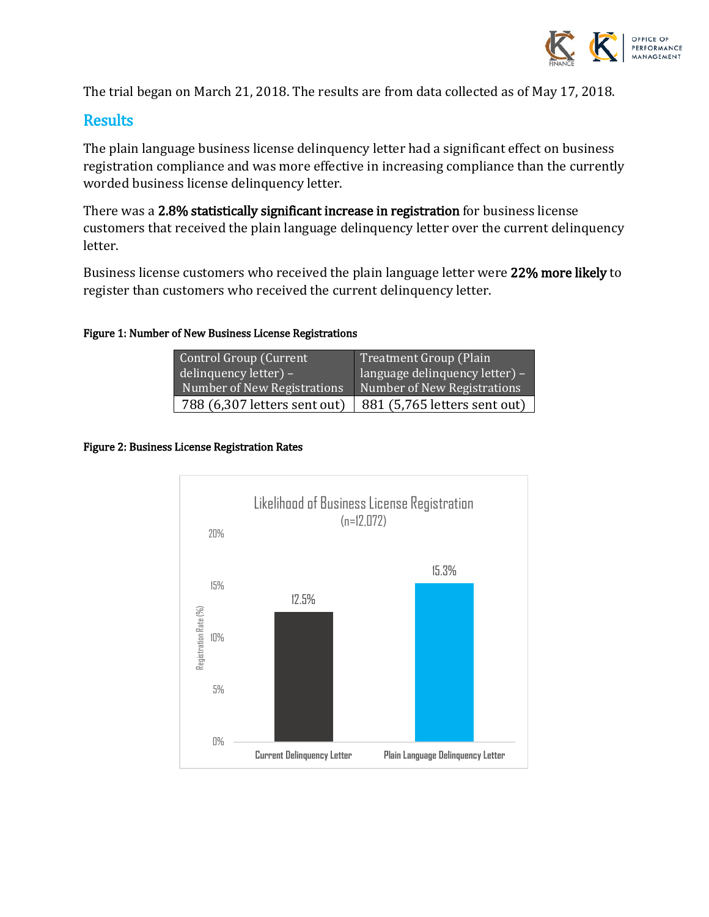The trial began on March 21, 2018. The results are from data collected as of May 17, 2018.

## Results

The plain language business license delinquency letter had a significant effect on business registration compliance and was more effective in increasing compliance than the currently worded business license delinquency letter.

There was a **2.8% statistically significant increase in registration** for business license customers that received the plain language delinquency letter over the current delinquency letter.

Business license customers who received the plain language letter were **22% more likely** to register than customers who received the current delinquency letter.

**Figure 1: Number of New Business License Registrations**

| Control Group (Current delinquency letter) – Number of New Registrations | Treatment Group (Plain language delinquency letter) – Number of New Registrations |
|---|---|
| 788 (6,307 letters sent out) | 881 (5,765 letters sent out) |

**Figure 2: Business License Registration Rates**

Likelihood of Business License Registration
(n=12,072)

| | Registration Rate (%) |
|---|---|
| Current Delinquency Letter | 12.5% |
| Plain Language Delinquency Letter | 15.3% |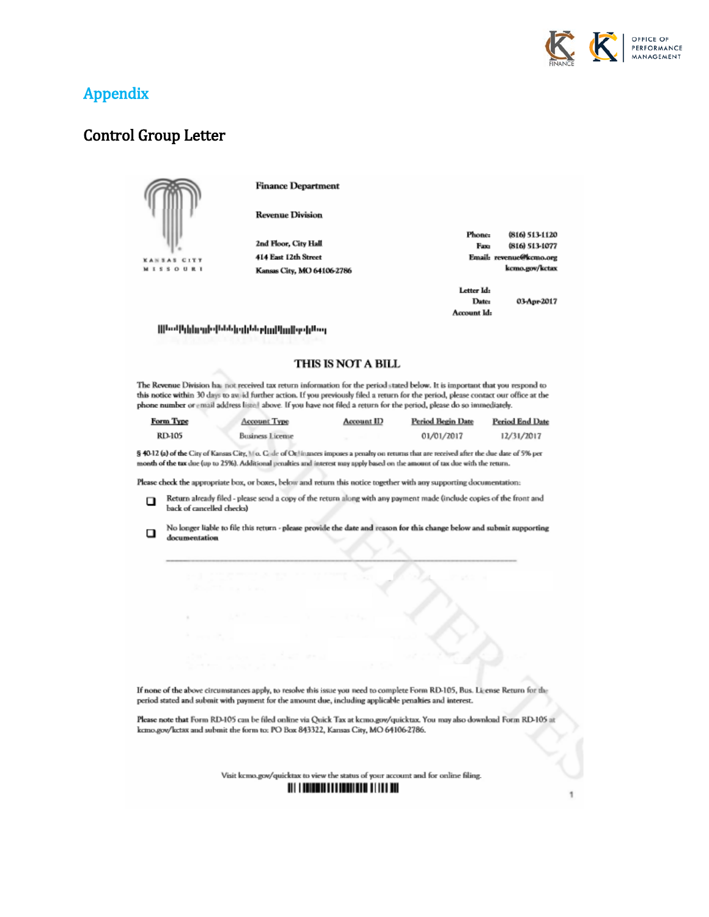# Appendix

## Control Group Letter

**Finance Department**

**Revenue Division**

2nd Floor, City Hall
414 East 12th Street
Kansas City, MO 64106-2786

KANSAS CITY
MISSOURI

Phone: (816) 513-1120
Fax: (816) 513-1077
Email: revenue@kcmo.org
kcmo.gov/kctax

Letter Id:
Date: 03-Apr-2017
Account Id:

### THIS IS NOT A BILL

The Revenue Division has not received tax return information for the period stated below. It is important that you respond to this notice within 30 days to avoid further action. If you previously filed a return for the period, please contact our office at the phone number or email address listed above. If you have not filed a return for the period, please do so immediately.

| Form Type | Account Type | Account ID | Period Begin Date | Period End Date |
|---|---|---|---|---|
| RD-105 | Business License | | 01/01/2017 | 12/31/2017 |

§ 40-12 (a) of the City of Kansas City, Mo. Code of Ordinances imposes a penalty on returns that are received after the due date of 5% per month of the tax due (up to 25%). Additional penalties and interest may apply based on the amount of tax due with the return.

Please check the appropriate box, or boxes, below and return this notice together with any supporting documentation:

- ☐ Return already filed - please send a copy of the return along with any payment made (include copies of the front and back of cancelled checks)
- ☐ No longer liable to file this return - **please provide the date and reason for this change below and submit supporting documentation**

______________________________________________________________

If none of the above circumstances apply, to resolve this issue you need to complete Form RD-105, Bus. License Return for the period stated and submit with payment for the amount due, including applicable penalties and interest.

Please note that Form RD-105 can be filed online via Quick Tax at kcmo.gov/quicktax. You may also download Form RD-105 at kcmo.gov/kctax and submit the form to: PO Box 843322, Kansas City, MO 64106-2786.

Visit kcmo.gov/quicktax to view the status of your account and for online filing.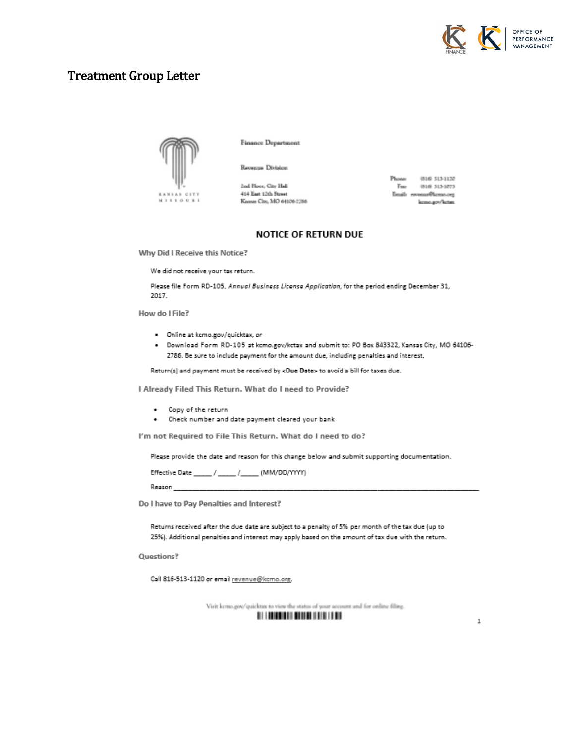# Treatment Group Letter

Finance Department

Revenue Division

2nd Floor, City Hall
414 East 12th Street
Kansas City, MO 64106-2786

Phone (816) 513-1120
Fax (816) 513-1075
Email revenue@kcmo.org
kcmo.gov/kctax

## NOTICE OF RETURN DUE

### Why Did I Receive this Notice?

We did not receive your tax return.

Please file Form RD-105, *Annual Business License Application*, for the period ending December 31, 2017.

### How do I File?

- Online at kcmo.gov/quicktax, *or*
- Download Form RD-105 at kcmo.gov/kctax and submit to: PO Box 843322, Kansas City, MO 64106-2786. Be sure to include payment for the amount due, including penalties and interest.

Return(s) and payment must be received by **<Due Date>** to avoid a bill for taxes due.

### I Already Filed This Return. What do I need to Provide?

- Copy of the return
- Check number and date payment cleared your bank

### I'm not Required to File This Return. What do I need to do?

Please provide the date and reason for this change below and submit supporting documentation.

Effective Date _____ / _____ / _____ (MM/DD/YYYY)

Reason ____________________________________________

### Do I have to Pay Penalties and Interest?

Returns received after the due date are subject to a penalty of 5% per month of the tax due (up to 25%). Additional penalties and interest may apply based on the amount of tax due with the return.

### Questions?

Call 816-513-1120 or email revenue@kcmo.org.

Visit kcmo.gov/quicktax to view the status of your account and for online filing.